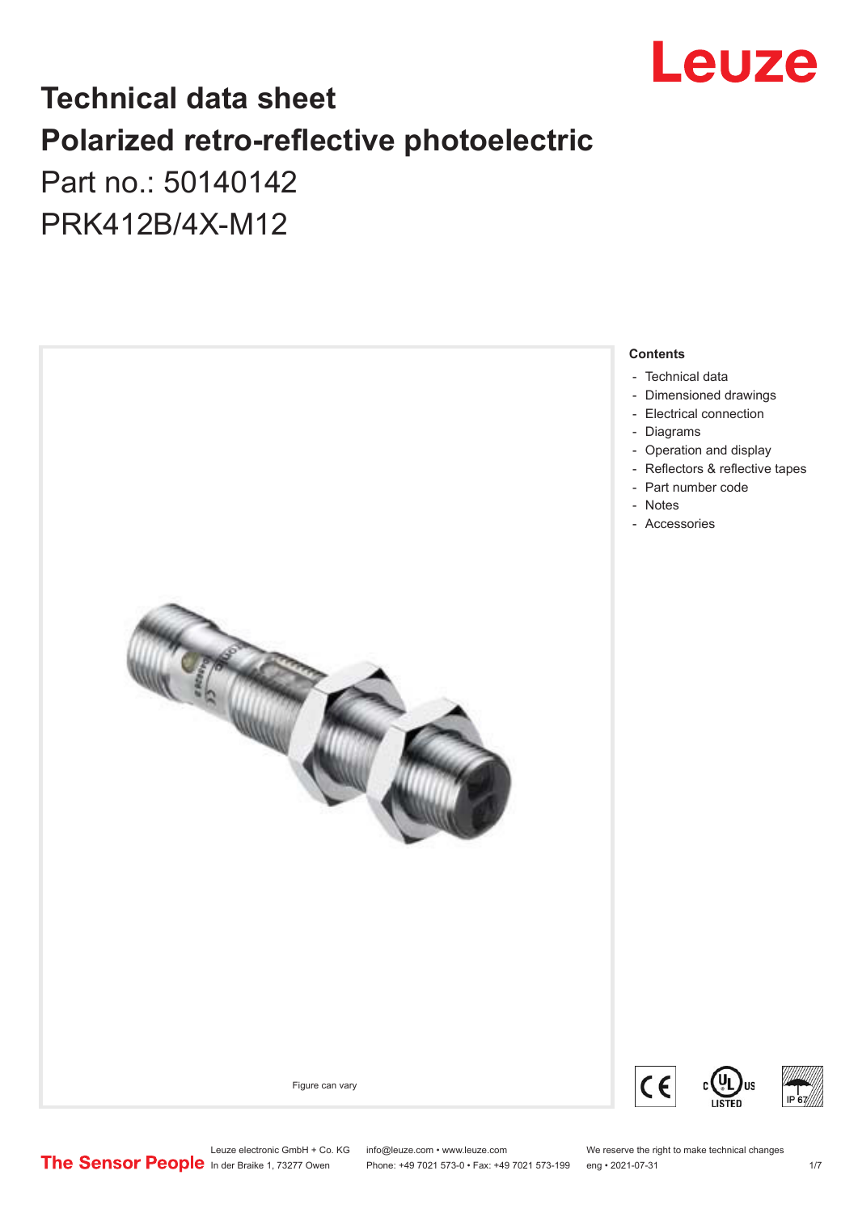# Technical data sheet

# Polarized retro-reflective photoelectric

Part no.: 50140142

PRK412B/4X-M12

Figure can vary

**Contents**

- Technical data
- Dimensioned drawings
- Electrical connection
- Diagrams
- Operation and display
- Reflectors & reflective tapes
- Part number code
- Notes
- Accessories

Leuze electronic GmbH + Co. KG
In der Braike 1, 73277 Owen

info@leuze.com • www.leuze.com
Phone: +49 7021 573-0 • Fax: +49 7021 573-199

We reserve the right to make technical changes
eng • 2021-07-31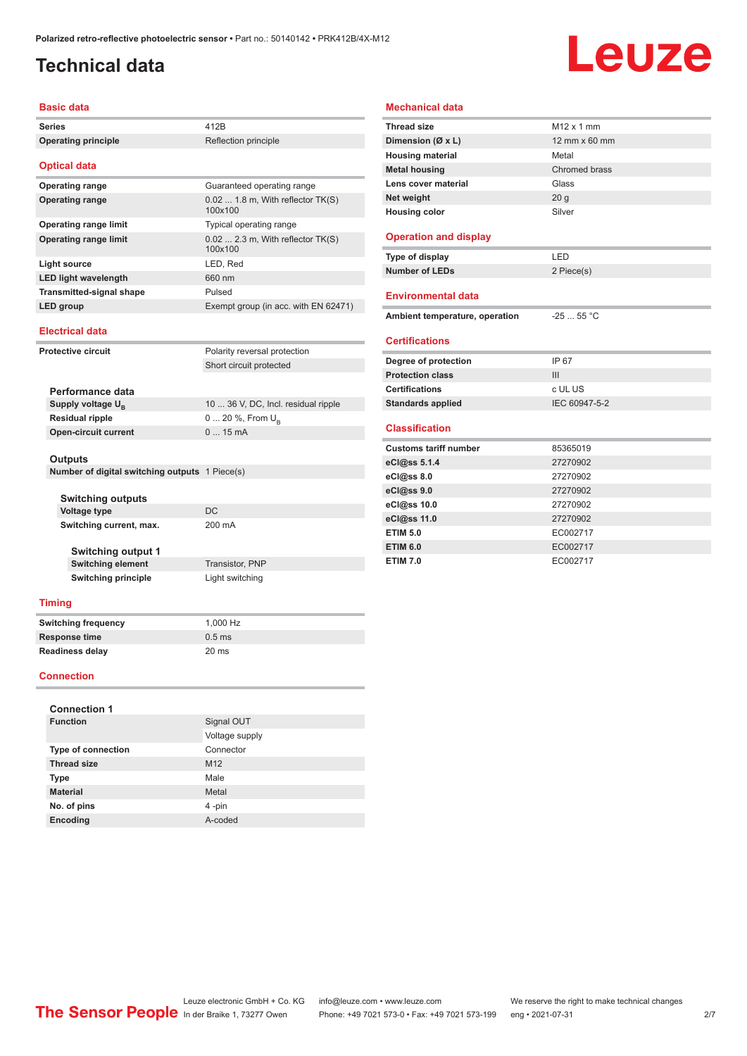# Technical data

## Basic data

| | |
|---|---|
| Series | 412B |
| Operating principle | Reflection principle |

## Optical data

| | |
|---|---|
| Operating range | Guaranteed operating range |
| Operating range | 0.02 ... 1.8 m, With reflector TK(S) 100x100 |
| Operating range limit | Typical operating range |
| Operating range limit | 0.02 ... 2.3 m, With reflector TK(S) 100x100 |
| Light source | LED, Red |
| LED light wavelength | 660 nm |
| Transmitted-signal shape | Pulsed |
| LED group | Exempt group (in acc. with EN 62471) |

## Electrical data

| | |
|---|---|
| Protective circuit | Polarity reversal protection |
| | Short circuit protected |

### Performance data

| | |
|---|---|
| Supply voltage $U_B$ | 10 ... 36 V, DC, Incl. residual ripple |
| Residual ripple | 0 ... 20 %, From $U_B$ |
| Open-circuit current | 0 ... 15 mA |

### Outputs

| | |
|---|---|
| Number of digital switching outputs | 1 Piece(s) |

#### Switching outputs

| | |
|---|---|
| Voltage type | DC |
| Switching current, max. | 200 mA |

##### Switching output 1

| | |
|---|---|
| Switching element | Transistor, PNP |
| Switching principle | Light switching |

## Timing

| | |
|---|---|
| Switching frequency | 1,000 Hz |
| Response time | 0.5 ms |
| Readiness delay | 20 ms |

## Connection

### Connection 1

| | |
|---|---|
| Function | Signal OUT |
| | Voltage supply |
| Type of connection | Connector |
| Thread size | M12 |
| Type | Male |
| Material | Metal |
| No. of pins | 4 -pin |
| Encoding | A-coded |

## Mechanical data

| | |
|---|---|
| Thread size | M12 x 1 mm |
| Dimension (Ø x L) | 12 mm x 60 mm |
| Housing material | Metal |
| Metal housing | Chromed brass |
| Lens cover material | Glass |
| Net weight | 20 g |
| Housing color | Silver |

## Operation and display

| | |
|---|---|
| Type of display | LED |
| Number of LEDs | 2 Piece(s) |

## Environmental data

| | |
|---|---|
| Ambient temperature, operation | -25 ... 55 °C |

## Certifications

| | |
|---|---|
| Degree of protection | IP 67 |
| Protection class | III |
| Certifications | c UL US |
| Standards applied | IEC 60947-5-2 |

## Classification

| | |
|---|---|
| Customs tariff number | 85365019 |
| eCl@ss 5.1.4 | 27270902 |
| eCl@ss 8.0 | 27270902 |
| eCl@ss 9.0 | 27270902 |
| eCl@ss 10.0 | 27270902 |
| eCl@ss 11.0 | 27270902 |
| ETIM 5.0 | EC002717 |
| ETIM 6.0 | EC002717 |
| ETIM 7.0 | EC002717 |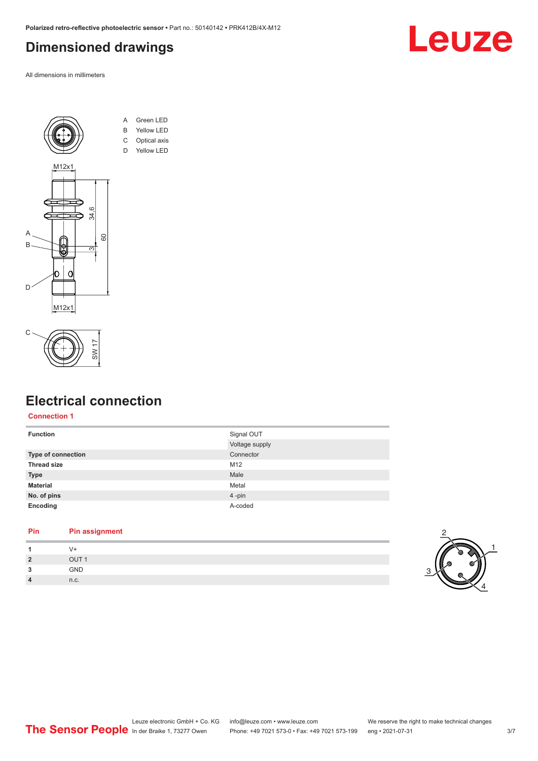## Dimensioned drawings

All dimensions in millimeters

A Green LED
B Yellow LED
C Optical axis
D Yellow LED

## Electrical connection

**Connection 1**

| | |
|---|---|
| **Function** | Signal OUT<br>Voltage supply |
| **Type of connection** | Connector |
| **Thread size** | M12 |
| **Type** | Male |
| **Material** | Metal |
| **No. of pins** | 4 -pin |
| **Encoding** | A-coded |

| Pin | Pin assignment |
|---|---|
| **1** | V+ |
| **2** | OUT 1 |
| **3** | GND |
| **4** | n.c. |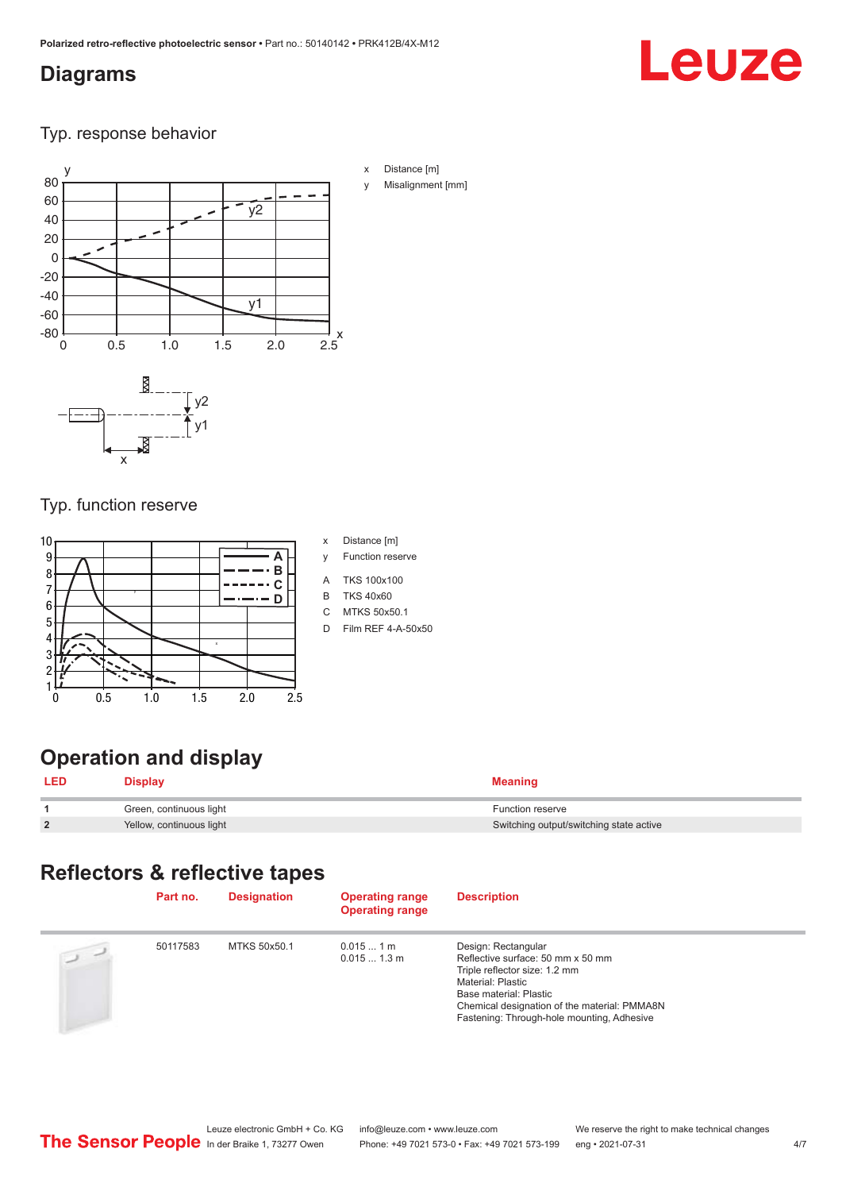# Diagrams

## Typ. response behavior

x Distance [m]

y Misalignment [mm]

## Typ. function reserve

x Distance [m]

y Function reserve

A TKS 100x100

B TKS 40x60

C MTKS 50x50.1

D Film REF 4-A-50x50

# Operation and display

| LED | Display | Meaning |
|---|---|---|
| 1 | Green, continuous light | Function reserve |
| 2 | Yellow, continuous light | Switching output/switching state active |

# Reflectors & reflective tapes

| | Part no. | Designation | Operating range<br>Operating range | Description |
|---|---|---|---|---|
| | 50117583 | MTKS 50x50.1 | 0.015 ... 1 m<br>0.015 ... 1.3 m | Design: Rectangular<br>Reflective surface: 50 mm x 50 mm<br>Triple reflector size: 1.2 mm<br>Material: Plastic<br>Base material: Plastic<br>Chemical designation of the material: PMMA8N<br>Fastening: Through-hole mounting, Adhesive |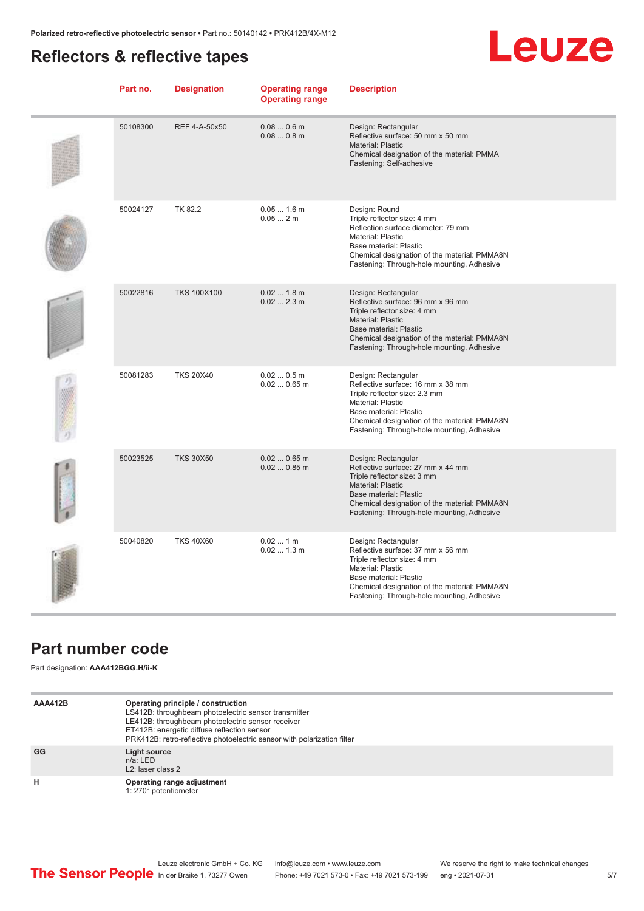## Reflectors & reflective tapes

| Part no. | Designation | Operating range<br>Operating range | Description |
|---|---|---|---|
| 50108300 | REF 4-A-50x50 | 0.08 ... 0.6 m<br>0.08 ... 0.8 m | Design: Rectangular<br>Reflective surface: 50 mm x 50 mm<br>Material: Plastic<br>Chemical designation of the material: PMMA<br>Fastening: Self-adhesive |
| 50024127 | TK 82.2 | 0.05 ... 1.6 m<br>0.05 ... 2 m | Design: Round<br>Triple reflector size: 4 mm<br>Reflection surface diameter: 79 mm<br>Material: Plastic<br>Base material: Plastic<br>Chemical designation of the material: PMMA8N<br>Fastening: Through-hole mounting, Adhesive |
| 50022816 | TKS 100X100 | 0.02 ... 1.8 m<br>0.02 ... 2.3 m | Design: Rectangular<br>Reflective surface: 96 mm x 96 mm<br>Triple reflector size: 4 mm<br>Material: Plastic<br>Base material: Plastic<br>Chemical designation of the material: PMMA8N<br>Fastening: Through-hole mounting, Adhesive |
| 50081283 | TKS 20X40 | 0.02 ... 0.5 m<br>0.02 ... 0.65 m | Design: Rectangular<br>Reflective surface: 16 mm x 38 mm<br>Triple reflector size: 2.3 mm<br>Material: Plastic<br>Base material: Plastic<br>Chemical designation of the material: PMMA8N<br>Fastening: Through-hole mounting, Adhesive |
| 50023525 | TKS 30X50 | 0.02 ... 0.65 m<br>0.02 ... 0.85 m | Design: Rectangular<br>Reflective surface: 27 mm x 44 mm<br>Triple reflector size: 3 mm<br>Material: Plastic<br>Base material: Plastic<br>Chemical designation of the material: PMMA8N<br>Fastening: Through-hole mounting, Adhesive |
| 50040820 | TKS 40X60 | 0.02 ... 1 m<br>0.02 ... 1.3 m | Design: Rectangular<br>Reflective surface: 37 mm x 56 mm<br>Triple reflector size: 4 mm<br>Material: Plastic<br>Base material: Plastic<br>Chemical designation of the material: PMMA8N<br>Fastening: Through-hole mounting, Adhesive |

## Part number code

Part designation: **AAA412BGG.H/ii-K**

| | |
|---|---|
| **AAA412B** | **Operating principle / construction**<br>LS412B: throughbeam photoelectric sensor transmitter<br>LE412B: throughbeam photoelectric sensor receiver<br>ET412B: energetic diffuse reflection sensor<br>PRK412B: retro-reflective photoelectric sensor with polarization filter |
| **GG** | **Light source**<br>n/a: LED<br>L2: laser class 2 |
| **H** | **Operating range adjustment**<br>1: 270° potentiometer |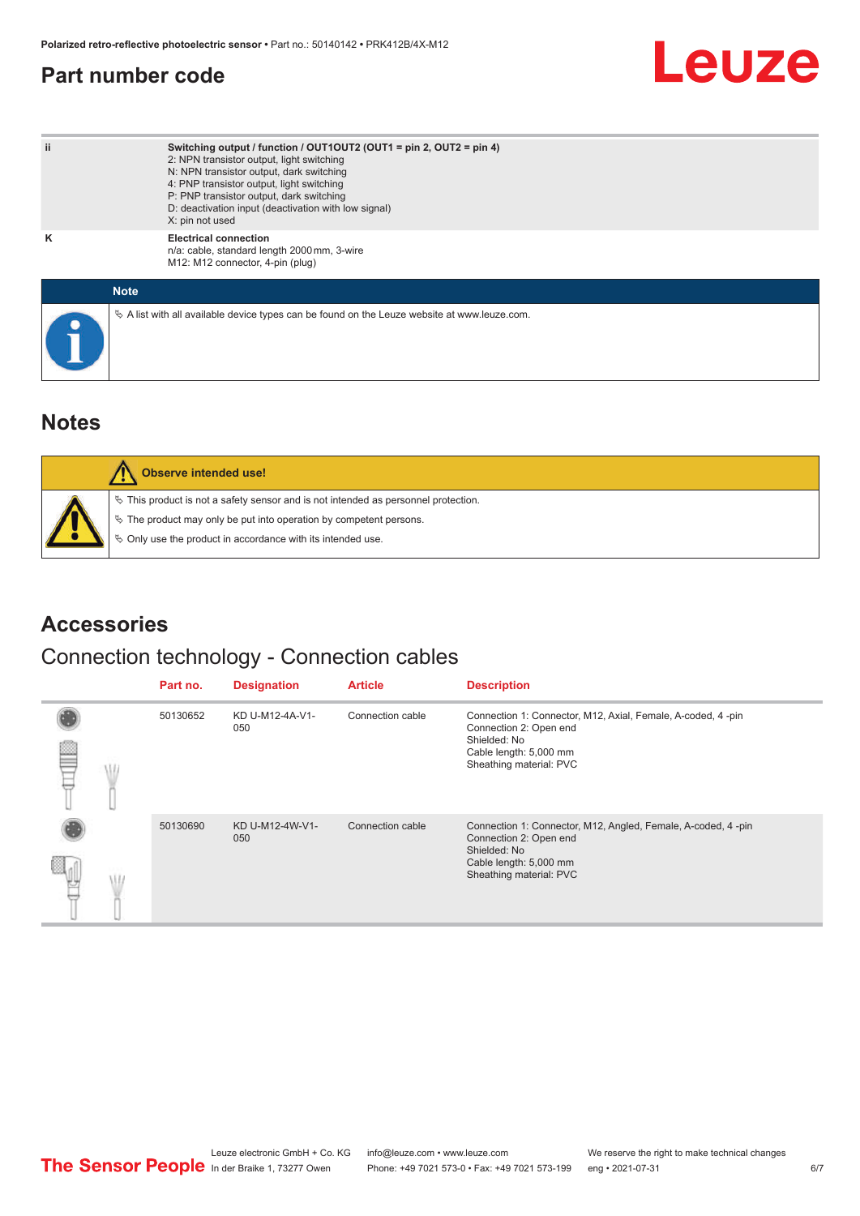## Part number code

| | |
|---|---|
| ii | **Switching output / function / OUT1OUT2 (OUT1 = pin 2, OUT2 = pin 4)**<br>2: NPN transistor output, light switching<br>N: NPN transistor output, dark switching<br>4: PNP transistor output, light switching<br>P: PNP transistor output, dark switching<br>D: deactivation input (deactivation with low signal)<br>X: pin not used |
| K | **Electrical connection**<br>n/a: cable, standard length 2000 mm, 3-wire<br>M12: M12 connector, 4-pin (plug) |

**Note**

- A list with all available device types can be found on the Leuze website at www.leuze.com.

## Notes

**Observe intended use!**

- This product is not a safety sensor and is not intended as personnel protection.
- The product may only be put into operation by competent persons.
- Only use the product in accordance with its intended use.

## Accessories

### Connection technology - Connection cables

| Part no. | Designation | Article | Description |
|---|---|---|---|
| 50130652 | KD U-M12-4A-V1-050 | Connection cable | Connection 1: Connector, M12, Axial, Female, A-coded, 4 -pin<br>Connection 2: Open end<br>Shielded: No<br>Cable length: 5,000 mm<br>Sheathing material: PVC |
| 50130690 | KD U-M12-4W-V1-050 | Connection cable | Connection 1: Connector, M12, Angled, Female, A-coded, 4 -pin<br>Connection 2: Open end<br>Shielded: No<br>Cable length: 5,000 mm<br>Sheathing material: PVC |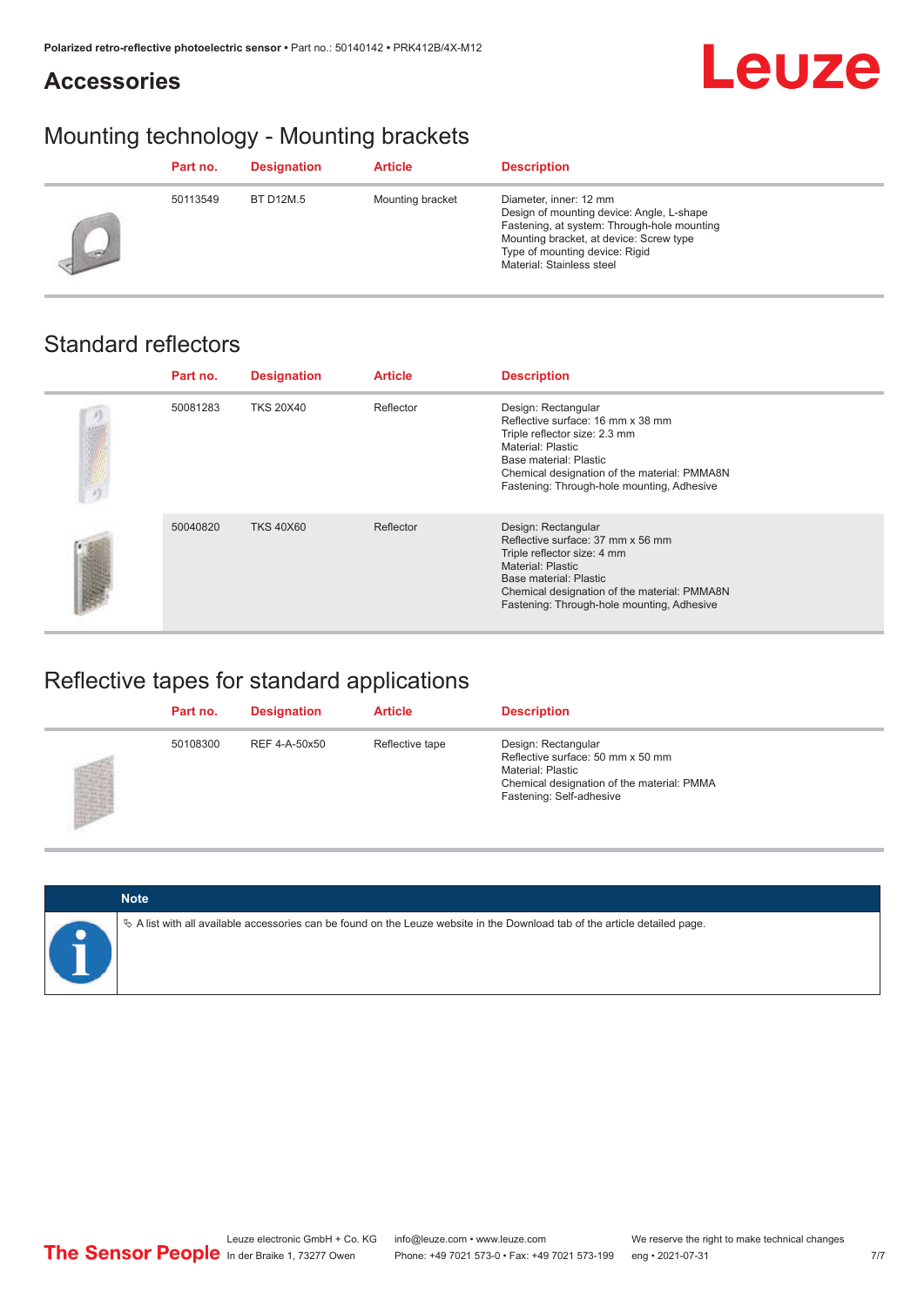## Accessories

### Mounting technology - Mounting brackets

| | Part no. | Designation | Article | Description |
|---|---|---|---|---|
| | 50113549 | BT D12M.5 | Mounting bracket | Diameter, inner: 12 mm<br>Design of mounting device: Angle, L-shape<br>Fastening, at system: Through-hole mounting<br>Mounting bracket, at device: Screw type<br>Type of mounting device: Rigid<br>Material: Stainless steel |

### Standard reflectors

| | Part no. | Designation | Article | Description |
|---|---|---|---|---|
| | 50081283 | TKS 20X40 | Reflector | Design: Rectangular<br>Reflective surface: 16 mm x 38 mm<br>Triple reflector size: 2.3 mm<br>Material: Plastic<br>Base material: Plastic<br>Chemical designation of the material: PMMA8N<br>Fastening: Through-hole mounting, Adhesive |
| | 50040820 | TKS 40X60 | Reflector | Design: Rectangular<br>Reflective surface: 37 mm x 56 mm<br>Triple reflector size: 4 mm<br>Material: Plastic<br>Base material: Plastic<br>Chemical designation of the material: PMMA8N<br>Fastening: Through-hole mounting, Adhesive |

### Reflective tapes for standard applications

| | Part no. | Designation | Article | Description |
|---|---|---|---|---|
| | 50108300 | REF 4-A-50x50 | Reflective tape | Design: Rectangular<br>Reflective surface: 50 mm x 50 mm<br>Material: Plastic<br>Chemical designation of the material: PMMA<br>Fastening: Self-adhesive |

**Note**

A list with all available accessories can be found on the Leuze website in the Download tab of the article detailed page.